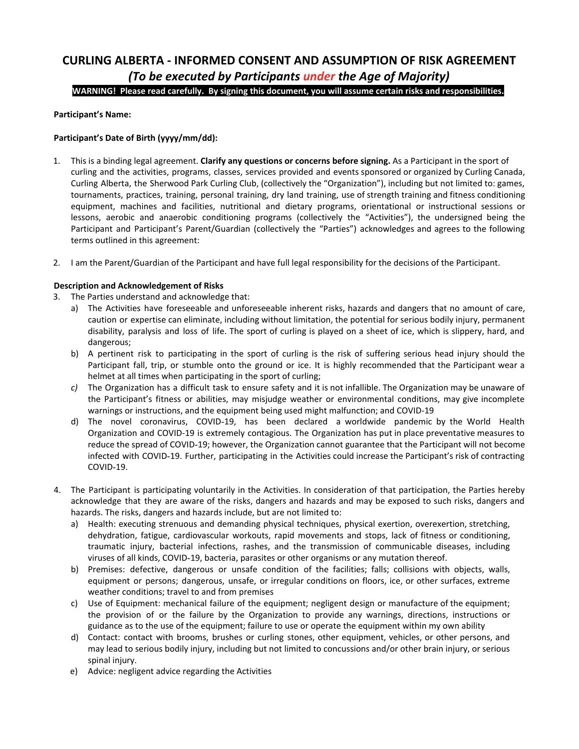# CURLING ALBERTA - INFORMED CONSENT AND ASSUMPTION OF RISK AGREEMENT

## *(To be executed by Participants under the Age of Majority)*

**WARNING! Please read carefully. By signing this document, you will assume certain risks and responsibilities.**

**Participant's Name:**

**Participant's Date of Birth (yyyy/mm/dd):**

1. This is a binding legal agreement. **Clarify any questions or concerns before signing.** As a Participant in the sport of curling and the activities, programs, classes, services provided and events sponsored or organized by Curling Canada, Curling Alberta, the Sherwood Park Curling Club, (collectively the "Organization"), including but not limited to: games, tournaments, practices, training, personal training, dry land training, use of strength training and fitness conditioning equipment, machines and facilities, nutritional and dietary programs, orientational or instructional sessions or lessons, aerobic and anaerobic conditioning programs (collectively the "Activities"), the undersigned being the Participant and Participant's Parent/Guardian (collectively the "Parties") acknowledges and agrees to the following terms outlined in this agreement:

2. I am the Parent/Guardian of the Participant and have full legal responsibility for the decisions of the Participant.

**Description and Acknowledgement of Risks**

3. The Parties understand and acknowledge that:
   a) The Activities have foreseeable and unforeseeable inherent risks, hazards and dangers that no amount of care, caution or expertise can eliminate, including without limitation, the potential for serious bodily injury, permanent disability, paralysis and loss of life. The sport of curling is played on a sheet of ice, which is slippery, hard, and dangerous;
   b) A pertinent risk to participating in the sport of curling is the risk of suffering serious head injury should the Participant fall, trip, or stumble onto the ground or ice. It is highly recommended that the Participant wear a helmet at all times when participating in the sport of curling;
   *c)* The Organization has a difficult task to ensure safety and it is not infallible. The Organization may be unaware of the Participant's fitness or abilities, may misjudge weather or environmental conditions, may give incomplete warnings or instructions, and the equipment being used might malfunction; and COVID-19
   d) The novel coronavirus, COVID-19, has been declared a worldwide pandemic by the World Health Organization and COVID-19 is extremely contagious. The Organization has put in place preventative measures to reduce the spread of COVID-19; however, the Organization cannot guarantee that the Participant will not become infected with COVID-19. Further, participating in the Activities could increase the Participant's risk of contracting COVID-19.

4. The Participant is participating voluntarily in the Activities. In consideration of that participation, the Parties hereby acknowledge that they are aware of the risks, dangers and hazards and may be exposed to such risks, dangers and hazards. The risks, dangers and hazards include, but are not limited to:
   a) Health: executing strenuous and demanding physical techniques, physical exertion, overexertion, stretching, dehydration, fatigue, cardiovascular workouts, rapid movements and stops, lack of fitness or conditioning, traumatic injury, bacterial infections, rashes, and the transmission of communicable diseases, including viruses of all kinds, COVID-19, bacteria, parasites or other organisms or any mutation thereof.
   b) Premises: defective, dangerous or unsafe condition of the facilities; falls; collisions with objects, walls, equipment or persons; dangerous, unsafe, or irregular conditions on floors, ice, or other surfaces, extreme weather conditions; travel to and from premises
   c) Use of Equipment: mechanical failure of the equipment; negligent design or manufacture of the equipment; the provision of or the failure by the Organization to provide any warnings, directions, instructions or guidance as to the use of the equipment; failure to use or operate the equipment within my own ability
   d) Contact: contact with brooms, brushes or curling stones, other equipment, vehicles, or other persons, and may lead to serious bodily injury, including but not limited to concussions and/or other brain injury, or serious spinal injury.
   e) Advice: negligent advice regarding the Activities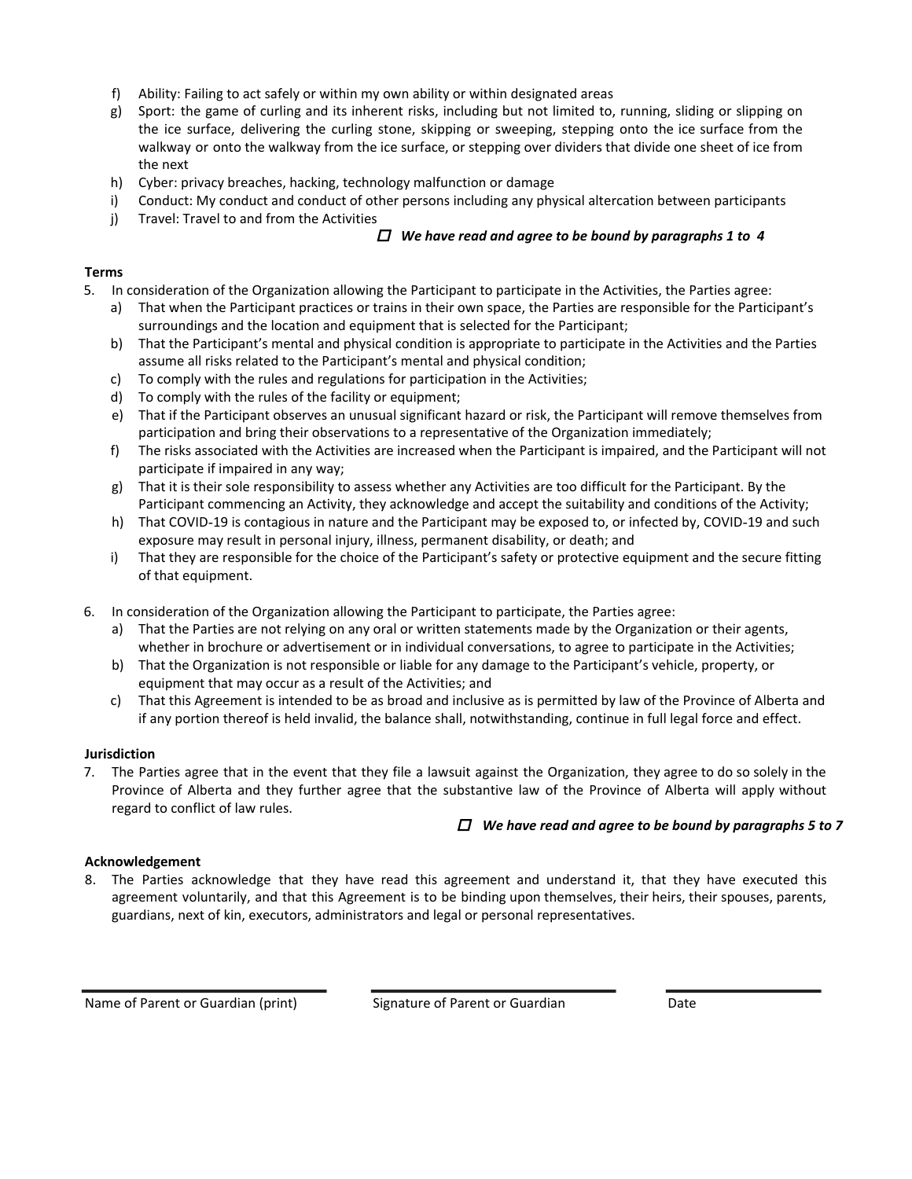f) Ability: Failing to act safely or within my own ability or within designated areas
g) Sport: the game of curling and its inherent risks, including but not limited to, running, sliding or slipping on the ice surface, delivering the curling stone, skipping or sweeping, stepping onto the ice surface from the walkway or onto the walkway from the ice surface, or stepping over dividers that divide one sheet of ice from the next
h) Cyber: privacy breaches, hacking, technology malfunction or damage
i) Conduct: My conduct and conduct of other persons including any physical altercation between participants
j) Travel: Travel to and from the Activities

☐ ***We have read and agree to be bound by paragraphs 1 to 4***

**Terms**

5. In consideration of the Organization allowing the Participant to participate in the Activities, the Parties agree:
   a) That when the Participant practices or trains in their own space, the Parties are responsible for the Participant's surroundings and the location and equipment that is selected for the Participant;
   b) That the Participant's mental and physical condition is appropriate to participate in the Activities and the Parties assume all risks related to the Participant's mental and physical condition;
   c) To comply with the rules and regulations for participation in the Activities;
   d) To comply with the rules of the facility or equipment;
   e) That if the Participant observes an unusual significant hazard or risk, the Participant will remove themselves from participation and bring their observations to a representative of the Organization immediately;
   f) The risks associated with the Activities are increased when the Participant is impaired, and the Participant will not participate if impaired in any way;
   g) That it is their sole responsibility to assess whether any Activities are too difficult for the Participant. By the Participant commencing an Activity, they acknowledge and accept the suitability and conditions of the Activity;
   h) That COVID-19 is contagious in nature and the Participant may be exposed to, or infected by, COVID-19 and such exposure may result in personal injury, illness, permanent disability, or death; and
   i) That they are responsible for the choice of the Participant's safety or protective equipment and the secure fitting of that equipment.

6. In consideration of the Organization allowing the Participant to participate, the Parties agree:
   a) That the Parties are not relying on any oral or written statements made by the Organization or their agents, whether in brochure or advertisement or in individual conversations, to agree to participate in the Activities;
   b) That the Organization is not responsible or liable for any damage to the Participant's vehicle, property, or equipment that may occur as a result of the Activities; and
   c) That this Agreement is intended to be as broad and inclusive as is permitted by law of the Province of Alberta and if any portion thereof is held invalid, the balance shall, notwithstanding, continue in full legal force and effect.

**Jurisdiction**

7. The Parties agree that in the event that they file a lawsuit against the Organization, they agree to do so solely in the Province of Alberta and they further agree that the substantive law of the Province of Alberta will apply without regard to conflict of law rules.

☐ ***We have read and agree to be bound by paragraphs 5 to 7***

**Acknowledgement**

8. The Parties acknowledge that they have read this agreement and understand it, that they have executed this agreement voluntarily, and that this Agreement is to be binding upon themselves, their heirs, their spouses, parents, guardians, next of kin, executors, administrators and legal or personal representatives.

| | | |
|---|---|---|
| \_\_\_\_\_\_\_\_\_\_\_\_\_\_\_\_\_\_\_\_ | \_\_\_\_\_\_\_\_\_\_\_\_\_\_\_\_\_\_\_\_ | \_\_\_\_\_\_\_\_\_\_\_\_ |
| Name of Parent or Guardian (print) | Signature of Parent or Guardian | Date |